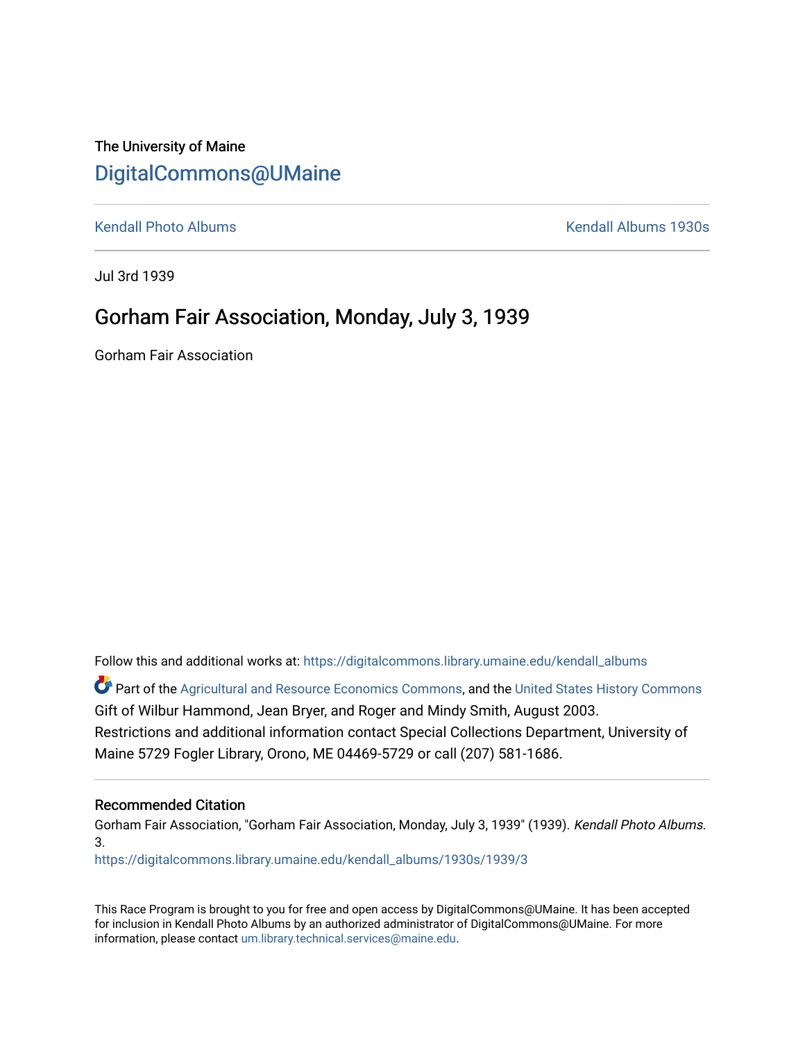The University of Maine

# DigitalCommons@UMaine

Kendall Photo Albums | Kendall Albums 1930s

Jul 3rd 1939

## Gorham Fair Association, Monday, July 3, 1939

Gorham Fair Association

Follow this and additional works at: https://digitalcommons.library.umaine.edu/kendall_albums

Part of the Agricultural and Resource Economics Commons, and the United States History Commons

Gift of Wilbur Hammond, Jean Bryer, and Roger and Mindy Smith, August 2003.

Restrictions and additional information contact Special Collections Department, University of Maine 5729 Fogler Library, Orono, ME 04469-5729 or call (207) 581-1686.

### Recommended Citation

Gorham Fair Association, "Gorham Fair Association, Monday, July 3, 1939" (1939). *Kendall Photo Albums*. 3.

https://digitalcommons.library.umaine.edu/kendall_albums/1930s/1939/3

This Race Program is brought to you for free and open access by DigitalCommons@UMaine. It has been accepted for inclusion in Kendall Photo Albums by an authorized administrator of DigitalCommons@UMaine. For more information, please contact um.library.technical.services@maine.edu.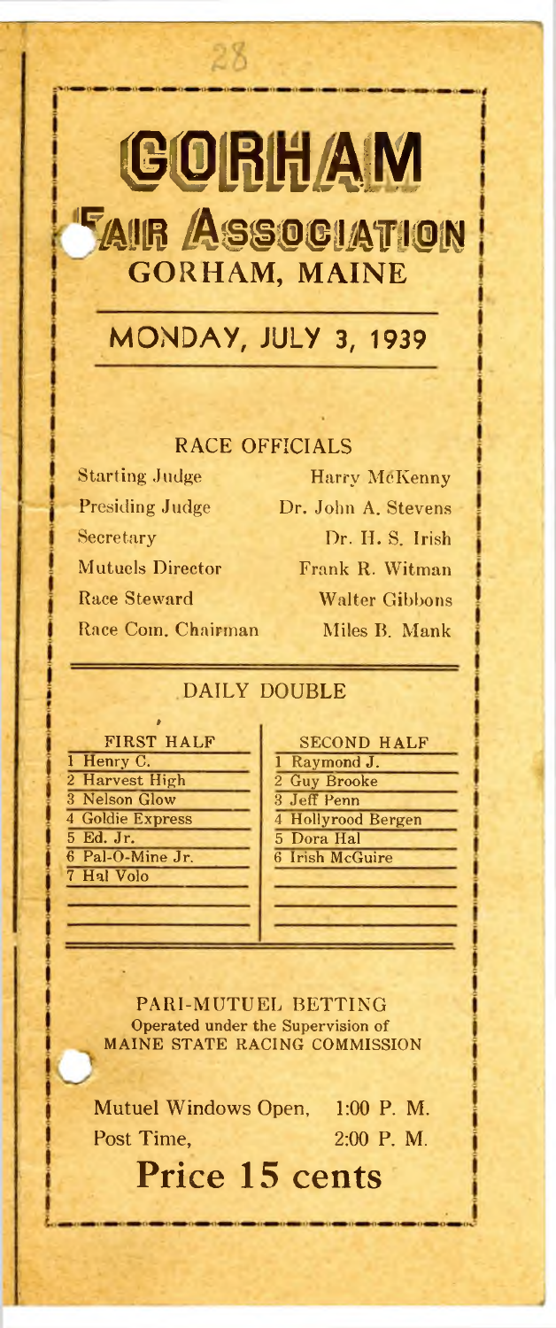# GORHAM

# FAIR ASSOCIATION

## GORHAM, MAINE

## MONDAY, JULY 3, 1939

### RACE OFFICIALS

| | |
|---|---|
| Starting Judge | Harry McKenny |
| Presiding Judge | Dr. John A. Stevens |
| Secretary | Dr. H. S. Irish |
| Mutuels Director | Frank R. Witman |
| Race Steward | Walter Gibbons |
| Race Com. Chairman | Miles B. Mank |

### DAILY DOUBLE

| FIRST HALF | SECOND HALF |
|---|---|
| 1 Henry C. | 1 Raymond J. |
| 2 Harvest High | 2 Guy Brooke |
| 3 Nelson Glow | 3 Jeff Penn |
| 4 Goldie Express | 4 Hollyrood Bergen |
| 5 Ed. Jr. | 5 Dora Hal |
| 6 Pal-O-Mine Jr. | 6 Irish McGuire |
| 7 Hal Volo | |

PARI-MUTUEL BETTING
Operated under the Supervision of
MAINE STATE RACING COMMISSION

Mutuel Windows Open, 1:00 P. M.
Post Time, 2:00 P. M.

**Price 15 cents**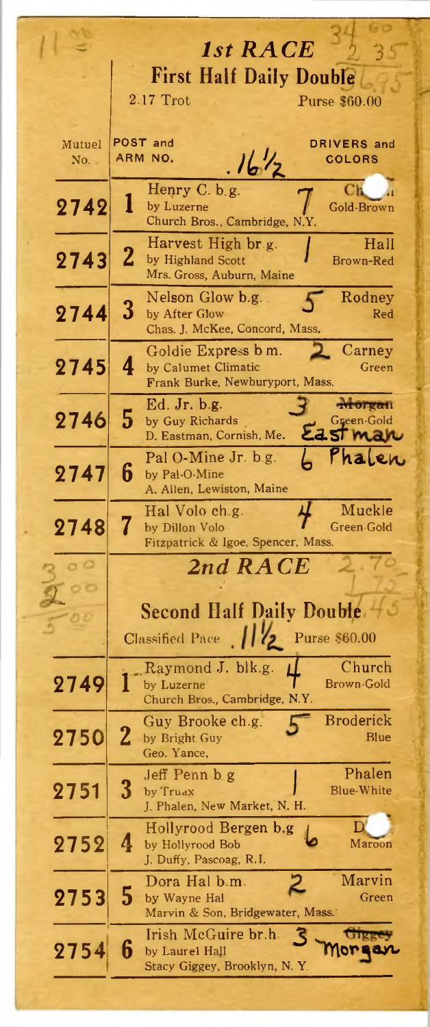# 1st RACE

## First Half Daily Double

2.17 Trot — Purse $60.00

.16½

| Mutuel No. | POST and ARM NO. | Horse | | DRIVERS and COLORS |
|---|---|---|---|---|
| 2742 | 1 | Henry C. b.g. by Luzerne, Church Bros., Cambridge, N.Y. | 7 | Ch... Gold-Brown |
| 2743 | 2 | Harvest High br.g. by Highland Scott, Mrs. Gross, Auburn, Maine | 1 | Hall Brown-Red |
| 2744 | 3 | Nelson Glow b.g. by After Glow, Chas. J. McKee, Concord, Mass. | 5 | Rodney Red |
| 2745 | 4 | Goldie Express b m. by Calumet Climatic, Frank Burke, Newburyport, Mass. | 2 | Carney Green |
| 2746 | 5 | Ed. Jr. b.g. by Guy Richards, D. Eastman, Cornish, Me. | 3 | ~~Morgan~~ Eastman Green-Gold |
| 2747 | 6 | Pal O-Mine Jr. b.g. by Pal-O-Mine, A. Allen, Lewiston, Maine | 6 | Phalen |
| 2748 | 7 | Hal Volo ch.g. by Dillon Volo, Fitzpatrick & Igoe, Spencer, Mass. | 4 | Muckle Green-Gold |

# 2nd RACE

## Second Half Daily Double

Classified Pace .11½ Purse $60.00

| Mutuel No. | POST and ARM NO. | Horse | | DRIVERS and COLORS |
|---|---|---|---|---|
| 2749 | 1 | Raymond J. blk.g. by Luzerne, Church Bros., Cambridge, N.Y. | 4 | Church Brown-Gold |
| 2750 | 2 | Guy Brooke ch.g. by Bright Guy, Geo. Yance, | 5 | Broderick Blue |
| 2751 | 3 | Jeff Penn b g by Truax, J. Phalen, New Market, N. H. | 1 | Phalen Blue-White |
| 2752 | 4 | Hollyrood Bergen b.g by Hollyrood Bob, J. Duffy, Pascoag, R.I. | 6 | D... Maroon |
| 2753 | 5 | Dora Hal b.m. by Wayne Hal, Marvin & Son, Bridgewater, Mass. | 2 | Marvin Green |
| 2754 | 6 | Irish McGuire br.h. by Laurel Hall, Stacy Giggey, Brooklyn, N. Y. | 3 | ~~Giggey~~ Morgan |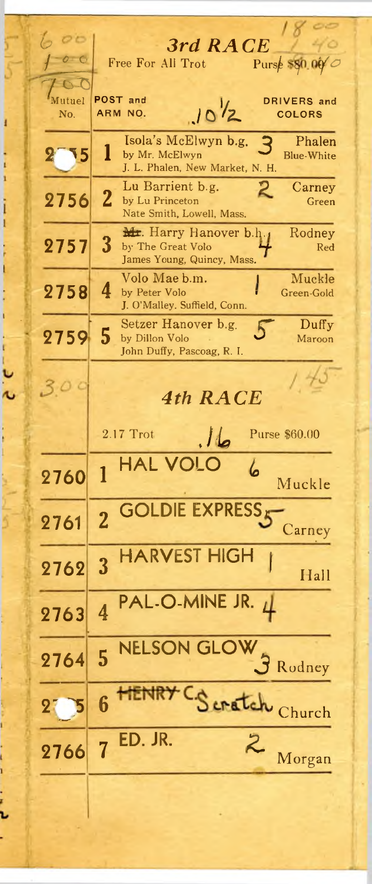## 3rd RACE

Free For All Trot — Purse $80.00

| Mutuel No. | POST and ARM NO. | | DRIVERS and COLORS |
|---|---|---|---|
| 2755 | 1 | Isola's McElwyn b.g. by Mr. McElwyn — J. L. Phalen, New Market, N. H. | Phalen Blue-White |
| 2756 | 2 | Lu Barrient b.g. by Lu Princeton — Nate Smith, Lowell, Mass. | Carney Green |
| 2757 | 3 | Mr. Harry Hanover b.h. by The Great Volo — James Young, Quincy, Mass. | Rodney Red |
| 2758 | 4 | Volo Mae b.m. by Peter Volo — J. O'Malley, Suffield, Conn. | Muckle Green-Gold |
| 2759 | 5 | Setzer Hanover b.g. by Dillon Volo — John Duffy, Pascoag, R. I. | Duffy Maroon |

## 4th RACE

2.17 Trot — Purse $60.00

| Mutuel No. | POST | Horse | Driver |
|---|---|---|---|
| 2760 | 1 | HAL VOLO | Muckle |
| 2761 | 2 | GOLDIE EXPRESS | Carney |
| 2762 | 3 | HARVEST HIGH | Hall |
| 2763 | 4 | PAL-O-MINE JR. | |
| 2764 | 5 | NELSON GLOW | Rodney |
| 2765 | 6 | ~~HENRY C.~~ Scratch | Church |
| 2766 | 7 | ED. JR. | Morgan |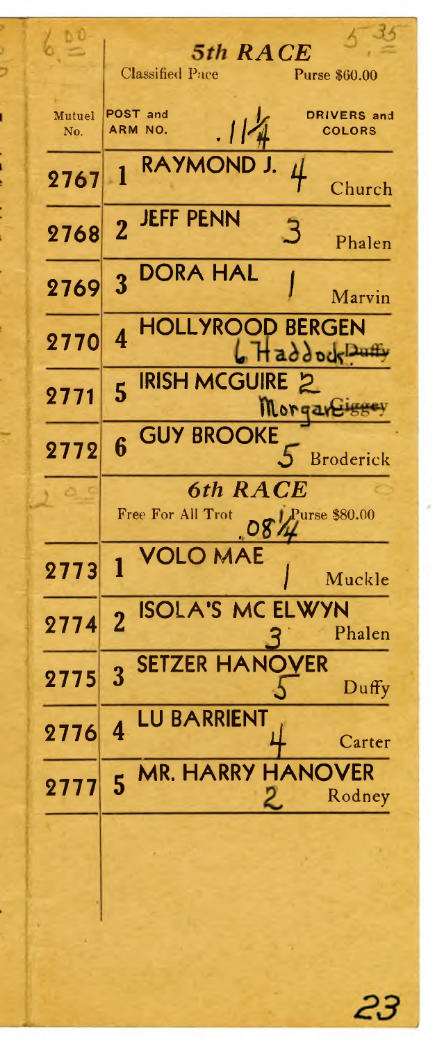6.00 5.35

## 5th RACE

Classified Pace — Purse $60.00

.11¼

| Mutuel No. | POST and ARM NO. | | DRIVERS and COLORS |
|---|---|---|---|
| 2767 | 1 | RAYMOND J. 4 | Church |
| 2768 | 2 | JEFF PENN 3 | Phalen |
| 2769 | 3 | DORA HAL 1 | Marvin |
| 2770 | 4 | HOLLYROOD BERGEN | L. Haddock ~~Duffy~~ |
| 2771 | 5 | IRISH MCGUIRE 2 | Morgan ~~Siggey~~ |
| 2772 | 6 | GUY BROOKE 5 | Broderick |

## 6th RACE

Free For All Trot — Purse $80.00

.08¼

| Mutuel No. | POST and ARM NO. | | DRIVERS and COLORS |
|---|---|---|---|
| 2773 | 1 | VOLO MAE 1 | Muckle |
| 2774 | 2 | ISOLA'S MC ELWYN 3 | Phalen |
| 2775 | 3 | SETZER HANOVER 5 | Duffy |
| 2776 | 4 | LU BARRIENT 4 | Carter |
| 2777 | 5 | MR. HARRY HANOVER 2 | Rodney |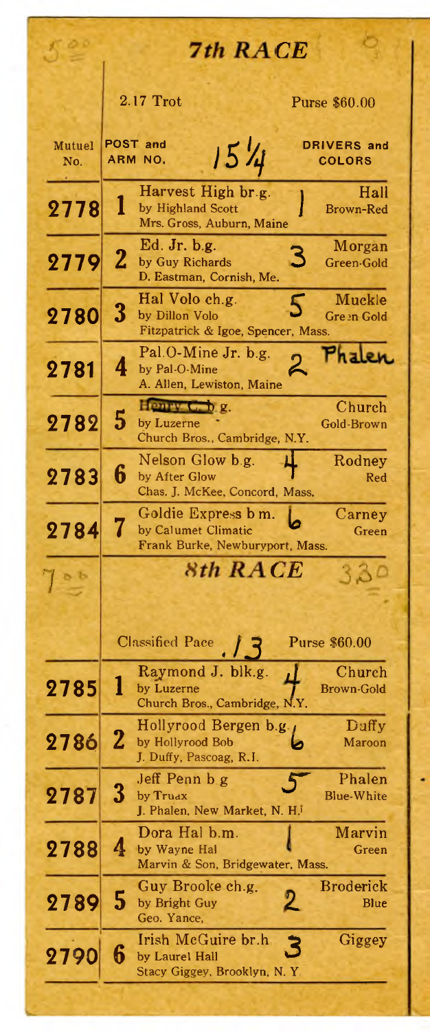## 7th RACE

2.17 Trot — Purse $60.00

15 1/4

| Mutuel No. | POST and ARM NO. | | | DRIVERS and COLORS |
|---|---|---|---|---|
| 2778 | 1 | Harvest High br.g. by Highland Scott Mrs. Gross, Auburn, Maine | 1 | Hall Brown-Red |
| 2779 | 2 | Ed. Jr. b.g. by Guy Richards D. Eastman, Cornish, Me. | 3 | Morgan Green-Gold |
| 2780 | 3 | Hal Volo ch.g. by Dillon Volo Fitzpatrick & Igoe, Spencer, Mass. | 5 | Muckle Green Gold |
| 2781 | 4 | Pal.O-Mine Jr. b.g. by Pal-O-Mine A. Allen, Lewiston, Maine | 2 | Phalen |
| 2782 | 5 | Henry C. b g. by Luzerne Church Bros., Cambridge, N.Y. | | Church Gold-Brown |
| 2783 | 6 | Nelson Glow b.g. by After Glow Chas. J. McKee, Concord, Mass. | 4 | Rodney Red |
| 2784 | 7 | Goldie Express b m. by Calumet Climatic Frank Burke, Newburyport, Mass. | 6 | Carney Green |

## 8th RACE

Classified Pace — .13 — Purse $60.00

| Mutuel No. | POST and ARM NO. | | | DRIVERS and COLORS |
|---|---|---|---|---|
| 2785 | 1 | Raymond J. blk.g. by Luzerne Church Bros., Cambridge, N.Y. | 4 | Church Brown-Gold |
| 2786 | 2 | Hollyrood Bergen b.g. by Hollyrood Bob J. Duffy, Pascoag, R.I. | 6 | Duffy Maroon |
| 2787 | 3 | Jeff Penn b g by Truax J. Phalen, New Market, N. H. | 5 | Phalen Blue-White |
| 2788 | 4 | Dora Hal b.m. by Wayne Hal Marvin & Son, Bridgewater, Mass. | 1 | Marvin Green |
| 2789 | 5 | Guy Brooke ch.g. by Bright Guy Geo. Yance, | 2 | Broderick Blue |
| 2790 | 6 | Irish McGuire br.h by Laurel Hall Stacy Giggey, Brooklyn, N. Y | 3 | Giggey |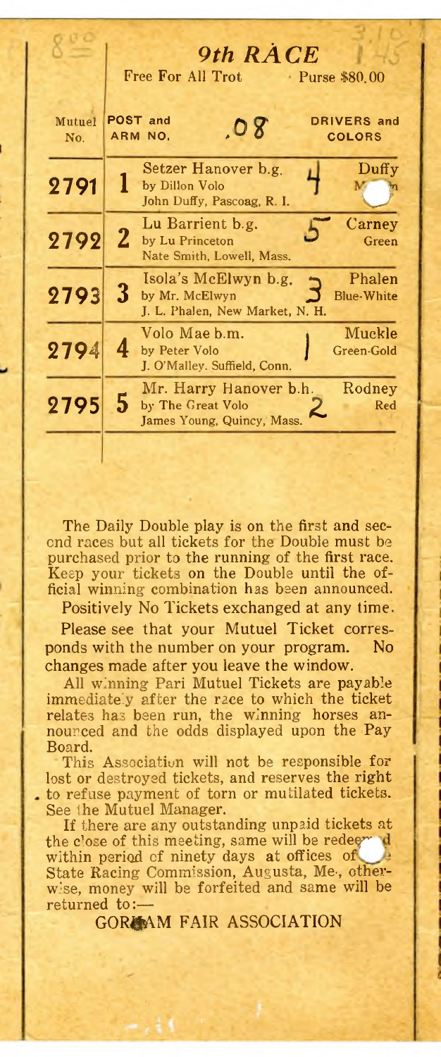## *9th RACE*

Free For All Trot · Purse $80.00

| Mutuel No. | POST and ARM NO. | | DRIVERS and COLORS |
|---|---|---|---|
| 2791 | 1 | Setzer Hanover b.g. by Dillon Volo John Duffy, Pascoag, R. I. | Duffy |
| 2792 | 2 | Lu Barrient b.g. by Lu Princeton Nate Smith, Lowell, Mass. | Carney Green |
| 2793 | 3 | Isola's McElwyn b.g. by Mr. McElwyn J. L. Phalen, New Market, N. H. | Phalen Blue-White |
| 2794 | 4 | Volo Mae b.m. by Peter Volo J. O'Malley. Suffield, Conn. | Muckle Green-Gold |
| 2795 | 5 | Mr. Harry Hanover b.h. by The Great Volo James Young, Quincy, Mass. | Rodney Red |

The Daily Double play is on the first and second races but all tickets for the Double must be purchased prior to the running of the first race. Keep your tickets on the Double until the official winning combination has been announced.

Positively No Tickets exchanged at any time.

Please see that your Mutuel Ticket corresponds with the number on your program. No changes made after you leave the window.

All winning Pari Mutuel Tickets are payable immediately after the race to which the ticket relates has been run, the winning horses announced and the odds displayed upon the Pay Board.

This Association will not be responsible for lost or destroyed tickets, and reserves the right to refuse payment of torn or mutilated tickets. See the Mutuel Manager.

If there are any outstanding unpaid tickets at the close of this meeting, same will be redeemed within period of ninety days at offices of the State Racing Commission, Augusta, Me., otherwise, money will be forfeited and same will be returned to:—

GORHAM FAIR ASSOCIATION